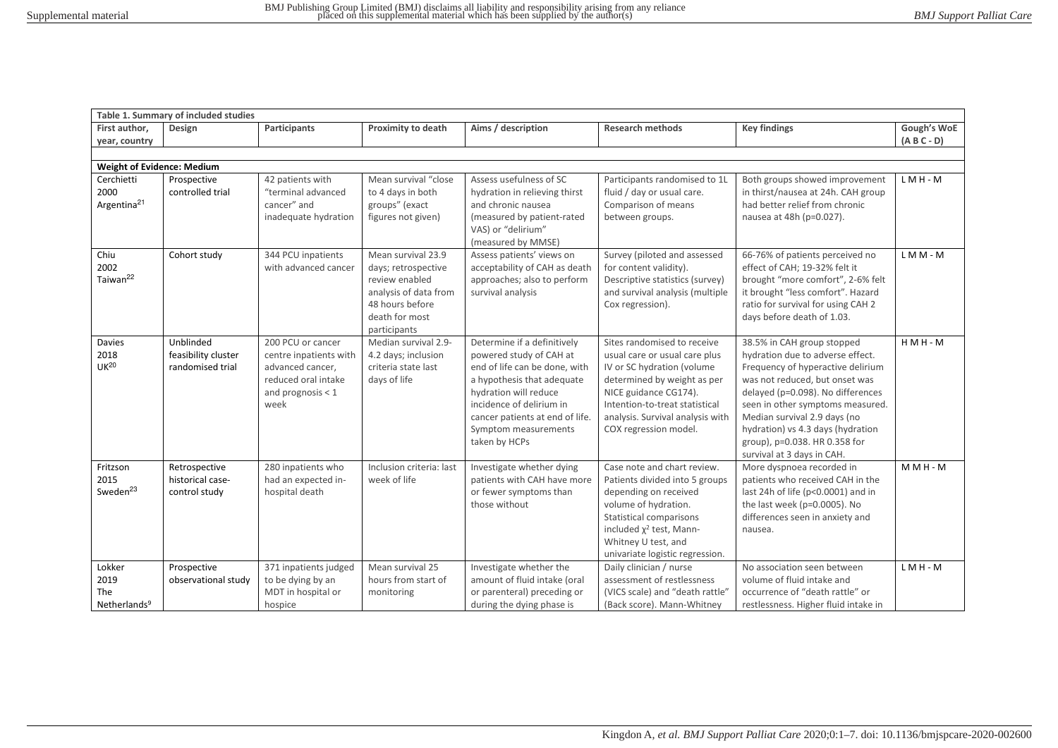| **Table 1. Summary of included studies** | | | | | | | |
|---|---|---|---|---|---|---|---|
| **First author, year, country** | **Design** | **Participants** | **Proximity to death** | **Aims / description** | **Research methods** | **Key findings** | **Gough's WoE (A B C - D)** |
| **Weight of Evidence: Medium** | | | | | | | |
| Cerchietti 2000 Argentina[21] | Prospective controlled trial | 42 patients with "terminal advanced cancer" and inadequate hydration | Mean survival "close to 4 days in both groups" (exact figures not given) | Assess usefulness of SC hydration in relieving thirst and chronic nausea (measured by patient-rated VAS) or "delirium" (measured by MMSE) | Participants randomised to 1L fluid / day or usual care. Comparison of means between groups. | Both groups showed improvement in thirst/nausea at 24h. CAH group had better relief from chronic nausea at 48h (p=0.027). | L M H - M |
| Chiu 2002 Taiwan[22] | Cohort study | 344 PCU inpatients with advanced cancer | Mean survival 23.9 days; retrospective review enabled analysis of data from 48 hours before death for most participants | Assess patients' views on acceptability of CAH as death approaches; also to perform survival analysis | Survey (piloted and assessed for content validity). Descriptive statistics (survey) and survival analysis (multiple Cox regression). | 66-76% of patients perceived no effect of CAH; 19-32% felt it brought "more comfort", 2-6% felt it brought "less comfort". Hazard ratio for survival for using CAH 2 days before death of 1.03. | L M M - M |
| Davies 2018 UK[20] | Unblinded feasibility cluster randomised trial | 200 PCU or cancer centre inpatients with advanced cancer, reduced oral intake and prognosis < 1 week | Median survival 2.9-4.2 days; inclusion criteria state last days of life | Determine if a definitively powered study of CAH at end of life can be done, with a hypothesis that adequate hydration will reduce incidence of delirium in cancer patients at end of life. Symptom measurements taken by HCPs | Sites randomised to receive usual care or usual care plus IV or SC hydration (volume determined by weight as per NICE guidance CG174). Intention-to-treat statistical analysis. Survival analysis with COX regression model. | 38.5% in CAH group stopped hydration due to adverse effect. Frequency of hyperactive delirium was not reduced, but onset was delayed (p=0.098). No differences seen in other symptoms measured. Median survival 2.9 days (no hydration) vs 4.3 days (hydration group), p=0.038. HR 0.358 for survival at 3 days in CAH. | H M H - M |
| Fritzson 2015 Sweden[23] | Retrospective historical case-control study | 280 inpatients who had an expected in-hospital death | Inclusion criteria: last week of life | Investigate whether dying patients with CAH have more or fewer symptoms than those without | Case note and chart review. Patients divided into 5 groups depending on received volume of hydration. Statistical comparisons included $\chi^2$ test, Mann-Whitney U test, and univariate logistic regression. | More dyspnoea recorded in patients who received CAH in the last 24h of life (p<0.0001) and in the last week (p=0.0005). No differences seen in anxiety and nausea. | M M H - M |
| Lokker 2019 The Netherlands[9] | Prospective observational study | 371 inpatients judged to be dying by an MDT in hospital or hospice | Mean survival 25 hours from start of monitoring | Investigate whether the amount of fluid intake (oral or parenteral) preceding or during the dying phase is | Daily clinician / nurse assessment of restlessness (VICS scale) and "death rattle" (Back score). Mann-Whitney | No association seen between volume of fluid intake and occurrence of "death rattle" or restlessness. Higher fluid intake in | L M H - M |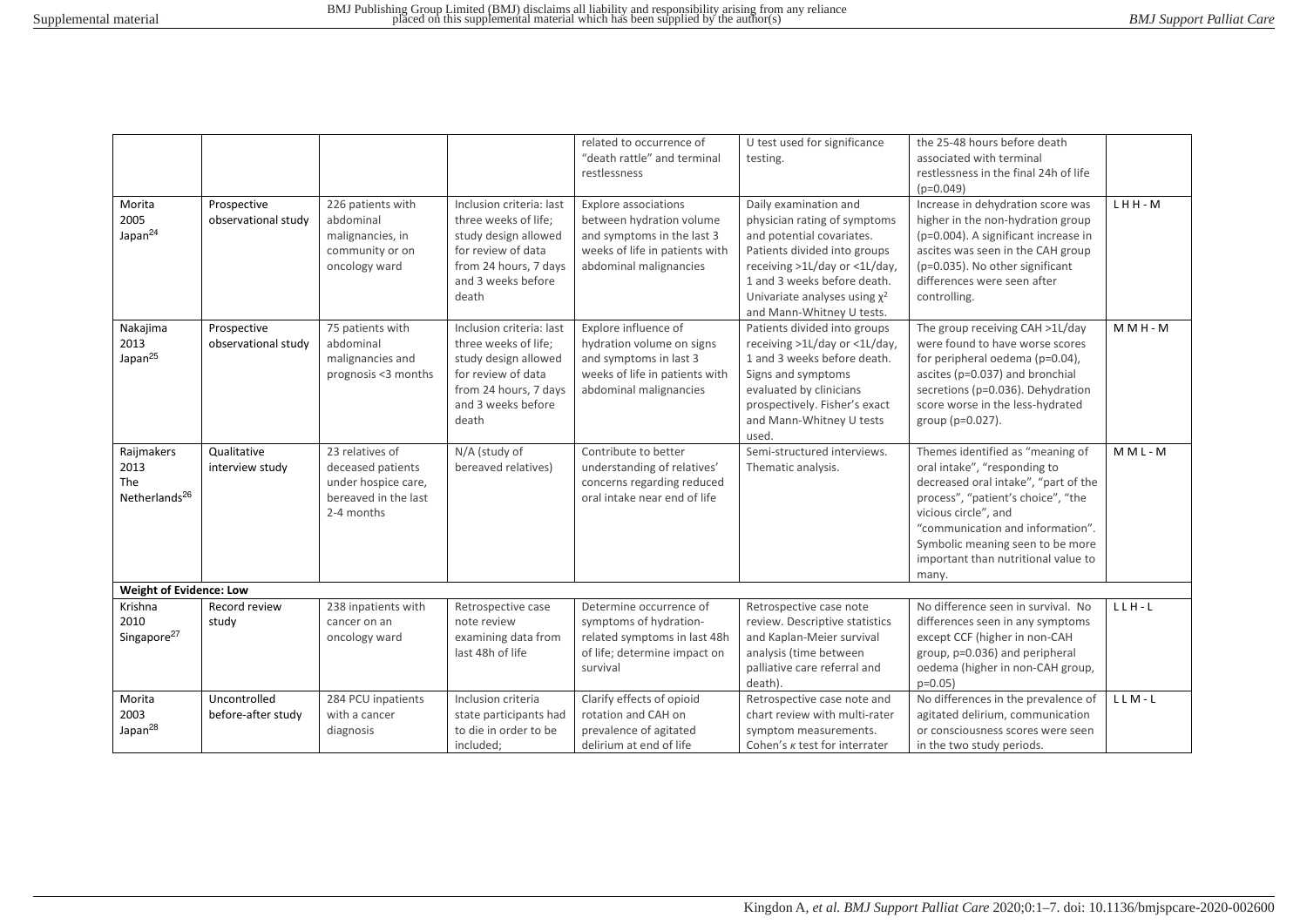|  |  |  |  | related to occurrence of "death rattle" and terminal restlessness | U test used for significance testing. | the 25-48 hours before death associated with terminal restlessness in the final 24h of life (p=0.049) |  |
|---|---|---|---|---|---|---|---|
| Morita 2005 Japan[24] | Prospective observational study | 226 patients with abdominal malignancies, in community or on oncology ward | Inclusion criteria: last three weeks of life; study design allowed for review of data from 24 hours, 7 days and 3 weeks before death | Explore associations between hydration volume and symptoms in the last 3 weeks of life in patients with abdominal malignancies | Daily examination and physician rating of symptoms and potential covariates. Patients divided into groups receiving >1L/day or <1L/day, 1 and 3 weeks before death. Univariate analyses using $\chi^2$ and Mann-Whitney U tests. | Increase in dehydration score was higher in the non-hydration group (p=0.004). A significant increase in ascites was seen in the CAH group (p=0.035). No other significant differences were seen after controlling. | L H H - M |
| Nakajima 2013 Japan[25] | Prospective observational study | 75 patients with abdominal malignancies and prognosis <3 months | Inclusion criteria: last three weeks of life; study design allowed for review of data from 24 hours, 7 days and 3 weeks before death | Explore influence of hydration volume on signs and symptoms in last 3 weeks of life in patients with abdominal malignancies | Patients divided into groups receiving >1L/day or <1L/day, 1 and 3 weeks before death. Signs and symptoms evaluated by clinicians prospectively. Fisher's exact and Mann-Whitney U tests used. | The group receiving CAH >1L/day were found to have worse scores for peripheral oedema (p=0.04), ascites (p=0.037) and bronchial secretions (p=0.036). Dehydration score worse in the less-hydrated group (p=0.027). | M M H - M |
| Raijmakers 2013 The Netherlands[26] | Qualitative interview study | 23 relatives of deceased patients under hospice care, bereaved in the last 2-4 months | N/A (study of bereaved relatives) | Contribute to better understanding of relatives' concerns regarding reduced oral intake near end of life | Semi-structured interviews. Thematic analysis. | Themes identified as "meaning of oral intake", "responding to decreased oral intake", "part of the process", "patient's choice", "the vicious circle", and "communication and information". Symbolic meaning seen to be more important than nutritional value to many. | M M L - M |
| **Weight of Evidence: Low** |  |  |  |  |  |  |  |
| Krishna 2010 Singapore[27] | Record review study | 238 inpatients with cancer on an oncology ward | Retrospective case note review examining data from last 48h of life | Determine occurrence of symptoms of hydration-related symptoms in last 48h of life; determine impact on survival | Retrospective case note review. Descriptive statistics and Kaplan-Meier survival analysis (time between palliative care referral and death). | No difference seen in survival. No differences seen in any symptoms except CCF (higher in non-CAH group, p=0.036) and peripheral oedema (higher in non-CAH group, p=0.05) | L L H - L |
| Morita 2003 Japan[28] | Uncontrolled before-after study | 284 PCU inpatients with a cancer diagnosis | Inclusion criteria state participants had to die in order to be included; | Clarify effects of opioid rotation and CAH on prevalence of agitated delirium at end of life | Retrospective case note and chart review with multi-rater symptom measurements. Cohen's $\kappa$ test for interrater | No differences in the prevalence of agitated delirium, communication or consciousness scores were seen in the two study periods. | L L M - L |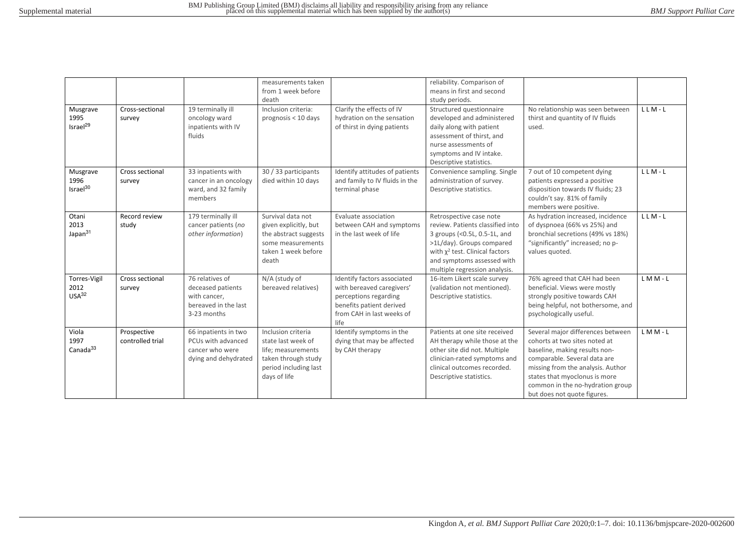| | | | | | | | |
|---|---|---|---|---|---|---|---|
| | | | measurements taken from 1 week before death | | reliability. Comparison of means in first and second study periods. | | |
| Musgrave 1995 Israel[29] | Cross-sectional survey | 19 terminally ill oncology ward inpatients with IV fluids | Inclusion criteria: prognosis < 10 days | Clarify the effects of IV hydration on the sensation of thirst in dying patients | Structured questionnaire developed and administered daily along with patient assessment of thirst, and nurse assessments of symptoms and IV intake. Descriptive statistics. | No relationship was seen between thirst and quantity of IV fluids used. | L L M - L |
| Musgrave 1996 Israel[30] | Cross sectional survey | 33 inpatients with cancer in an oncology ward, and 32 family members | 30 / 33 participants died within 10 days | Identify attitudes of patients and family to IV fluids in the terminal phase | Convenience sampling. Single administration of survey. Descriptive statistics. | 7 out of 10 competent dying patients expressed a positive disposition towards IV fluids; 23 couldn't say. 81% of family members were positive. | L L M - L |
| Otani 2013 Japan[31] | Record review study | 179 terminally ill cancer patients (*no other information*) | Survival data not given explicitly, but the abstract suggests some measurements taken 1 week before death | Evaluate association between CAH and symptoms in the last week of life | Retrospective case note review. Patients classified into 3 groups (<0.5L, 0.5-1L, and >1L/day). Groups compared with $\chi^2$ test. Clinical factors and symptoms assessed with multiple regression analysis. | As hydration increased, incidence of dyspnoea (66% vs 25%) and bronchial secretions (49% vs 18%) "significantly" increased; no p-values quoted. | L L M - L |
| Torres-Vigil 2012 USA[32] | Cross sectional survey | 76 relatives of deceased patients with cancer, bereaved in the last 3-23 months | N/A (study of bereaved relatives) | Identify factors associated with bereaved caregivers' perceptions regarding benefits patient derived from CAH in last weeks of life | 16-item Likert scale survey (validation not mentioned). Descriptive statistics. | 76% agreed that CAH had been beneficial. Views were mostly strongly positive towards CAH being helpful, not bothersome, and psychologically useful. | L M M - L |
| Viola 1997 Canada[33] | Prospective controlled trial | 66 inpatients in two PCUs with advanced cancer who were dying and dehydrated | Inclusion criteria state last week of life; measurements taken through study period including last days of life | Identify symptoms in the dying that may be affected by CAH therapy | Patients at one site received AH therapy while those at the other site did not. Multiple clinician-rated symptoms and clinical outcomes recorded. Descriptive statistics. | Several major differences between cohorts at two sites noted at baseline, making results non-comparable. Several data are missing from the analysis. Author states that myoclonus is more common in the no-hydration group but does not quote figures. | L M M - L |